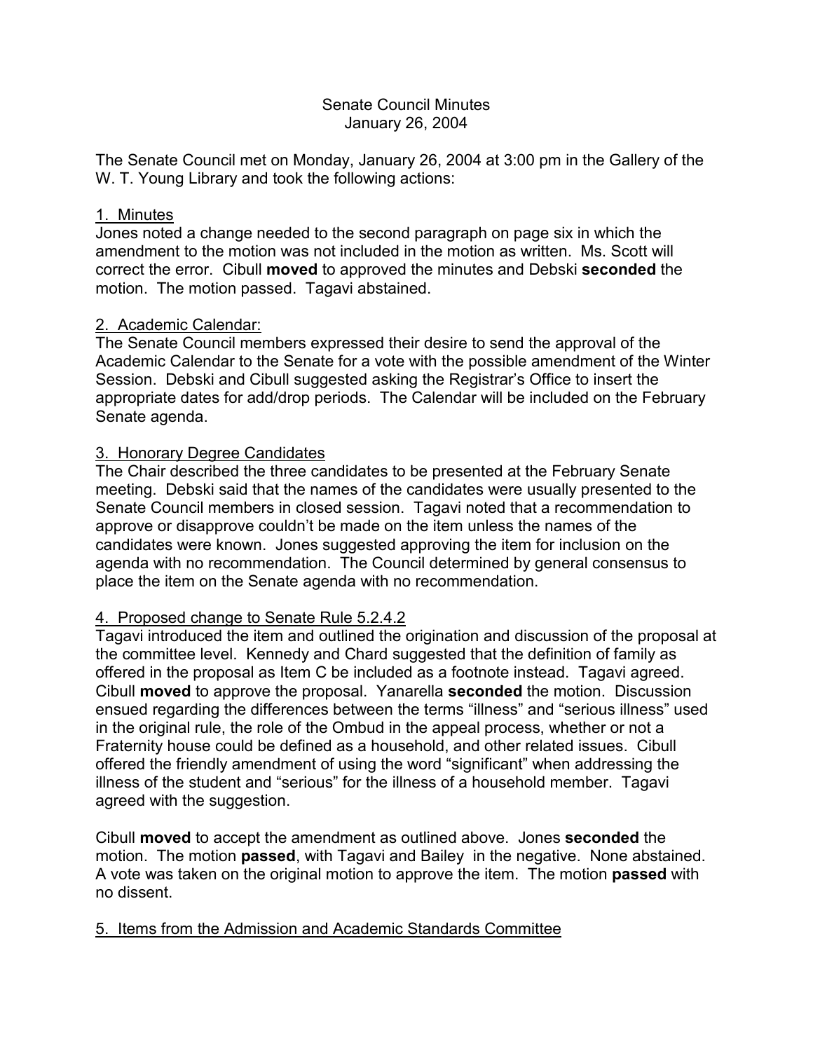Senate Council Minutes
January 26, 2004

The Senate Council met on Monday, January 26, 2004 at 3:00 pm in the Gallery of the W. T. Young Library and took the following actions:

1. Minutes

Jones noted a change needed to the second paragraph on page six in which the amendment to the motion was not included in the motion as written. Ms. Scott will correct the error. Cibull **moved** to approved the minutes and Debski **seconded** the motion. The motion passed. Tagavi abstained.

2. Academic Calendar:

The Senate Council members expressed their desire to send the approval of the Academic Calendar to the Senate for a vote with the possible amendment of the Winter Session. Debski and Cibull suggested asking the Registrar's Office to insert the appropriate dates for add/drop periods. The Calendar will be included on the February Senate agenda.

3. Honorary Degree Candidates

The Chair described the three candidates to be presented at the February Senate meeting. Debski said that the names of the candidates were usually presented to the Senate Council members in closed session. Tagavi noted that a recommendation to approve or disapprove couldn't be made on the item unless the names of the candidates were known. Jones suggested approving the item for inclusion on the agenda with no recommendation. The Council determined by general consensus to place the item on the Senate agenda with no recommendation.

4. Proposed change to Senate Rule 5.2.4.2

Tagavi introduced the item and outlined the origination and discussion of the proposal at the committee level. Kennedy and Chard suggested that the definition of family as offered in the proposal as Item C be included as a footnote instead. Tagavi agreed. Cibull **moved** to approve the proposal. Yanarella **seconded** the motion. Discussion ensued regarding the differences between the terms "illness" and "serious illness" used in the original rule, the role of the Ombud in the appeal process, whether or not a Fraternity house could be defined as a household, and other related issues. Cibull offered the friendly amendment of using the word "significant" when addressing the illness of the student and "serious" for the illness of a household member. Tagavi agreed with the suggestion.

Cibull **moved** to accept the amendment as outlined above. Jones **seconded** the motion. The motion **passed**, with Tagavi and Bailey in the negative. None abstained. A vote was taken on the original motion to approve the item. The motion **passed** with no dissent.

5. Items from the Admission and Academic Standards Committee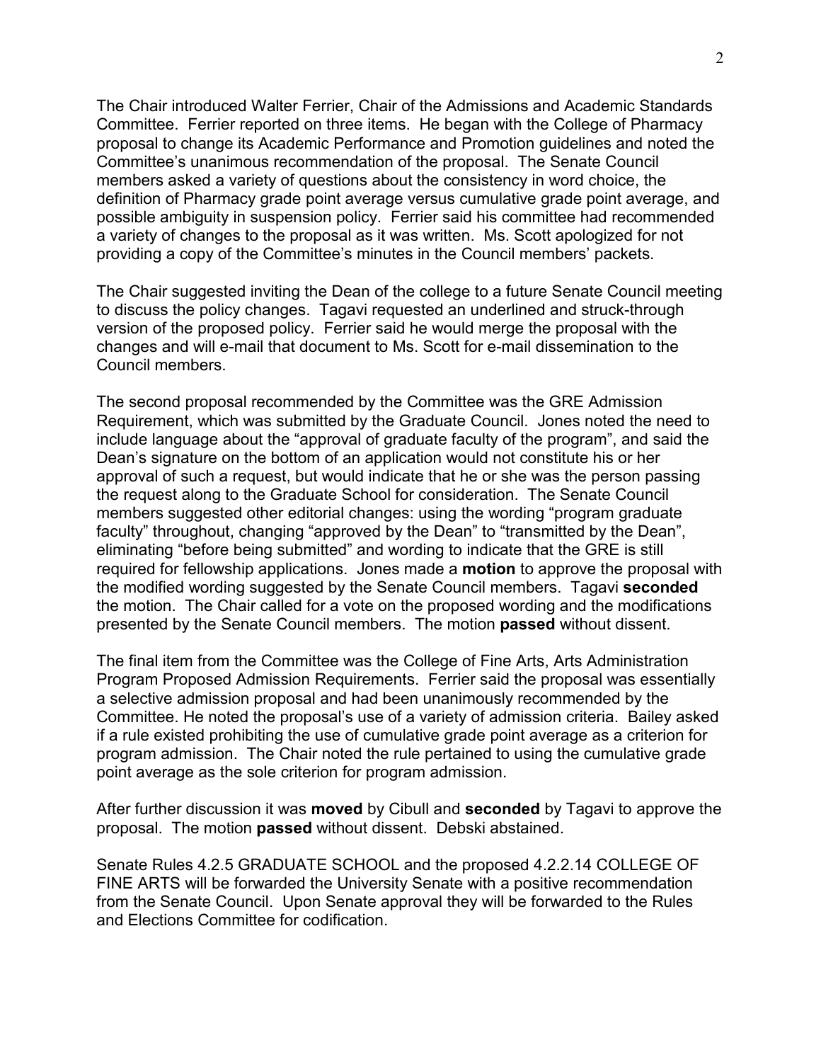The Chair introduced Walter Ferrier, Chair of the Admissions and Academic Standards Committee. Ferrier reported on three items. He began with the College of Pharmacy proposal to change its Academic Performance and Promotion guidelines and noted the Committee's unanimous recommendation of the proposal. The Senate Council members asked a variety of questions about the consistency in word choice, the definition of Pharmacy grade point average versus cumulative grade point average, and possible ambiguity in suspension policy. Ferrier said his committee had recommended a variety of changes to the proposal as it was written. Ms. Scott apologized for not providing a copy of the Committee's minutes in the Council members' packets.

The Chair suggested inviting the Dean of the college to a future Senate Council meeting to discuss the policy changes. Tagavi requested an underlined and struck-through version of the proposed policy. Ferrier said he would merge the proposal with the changes and will e-mail that document to Ms. Scott for e-mail dissemination to the Council members.

The second proposal recommended by the Committee was the GRE Admission Requirement, which was submitted by the Graduate Council. Jones noted the need to include language about the "approval of graduate faculty of the program", and said the Dean's signature on the bottom of an application would not constitute his or her approval of such a request, but would indicate that he or she was the person passing the request along to the Graduate School for consideration. The Senate Council members suggested other editorial changes: using the wording "program graduate faculty" throughout, changing "approved by the Dean" to "transmitted by the Dean", eliminating "before being submitted" and wording to indicate that the GRE is still required for fellowship applications. Jones made a **motion** to approve the proposal with the modified wording suggested by the Senate Council members. Tagavi **seconded** the motion. The Chair called for a vote on the proposed wording and the modifications presented by the Senate Council members. The motion **passed** without dissent.

The final item from the Committee was the College of Fine Arts, Arts Administration Program Proposed Admission Requirements. Ferrier said the proposal was essentially a selective admission proposal and had been unanimously recommended by the Committee. He noted the proposal's use of a variety of admission criteria. Bailey asked if a rule existed prohibiting the use of cumulative grade point average as a criterion for program admission. The Chair noted the rule pertained to using the cumulative grade point average as the sole criterion for program admission.

After further discussion it was **moved** by Cibull and **seconded** by Tagavi to approve the proposal. The motion **passed** without dissent. Debski abstained.

Senate Rules 4.2.5 GRADUATE SCHOOL and the proposed 4.2.2.14 COLLEGE OF FINE ARTS will be forwarded the University Senate with a positive recommendation from the Senate Council. Upon Senate approval they will be forwarded to the Rules and Elections Committee for codification.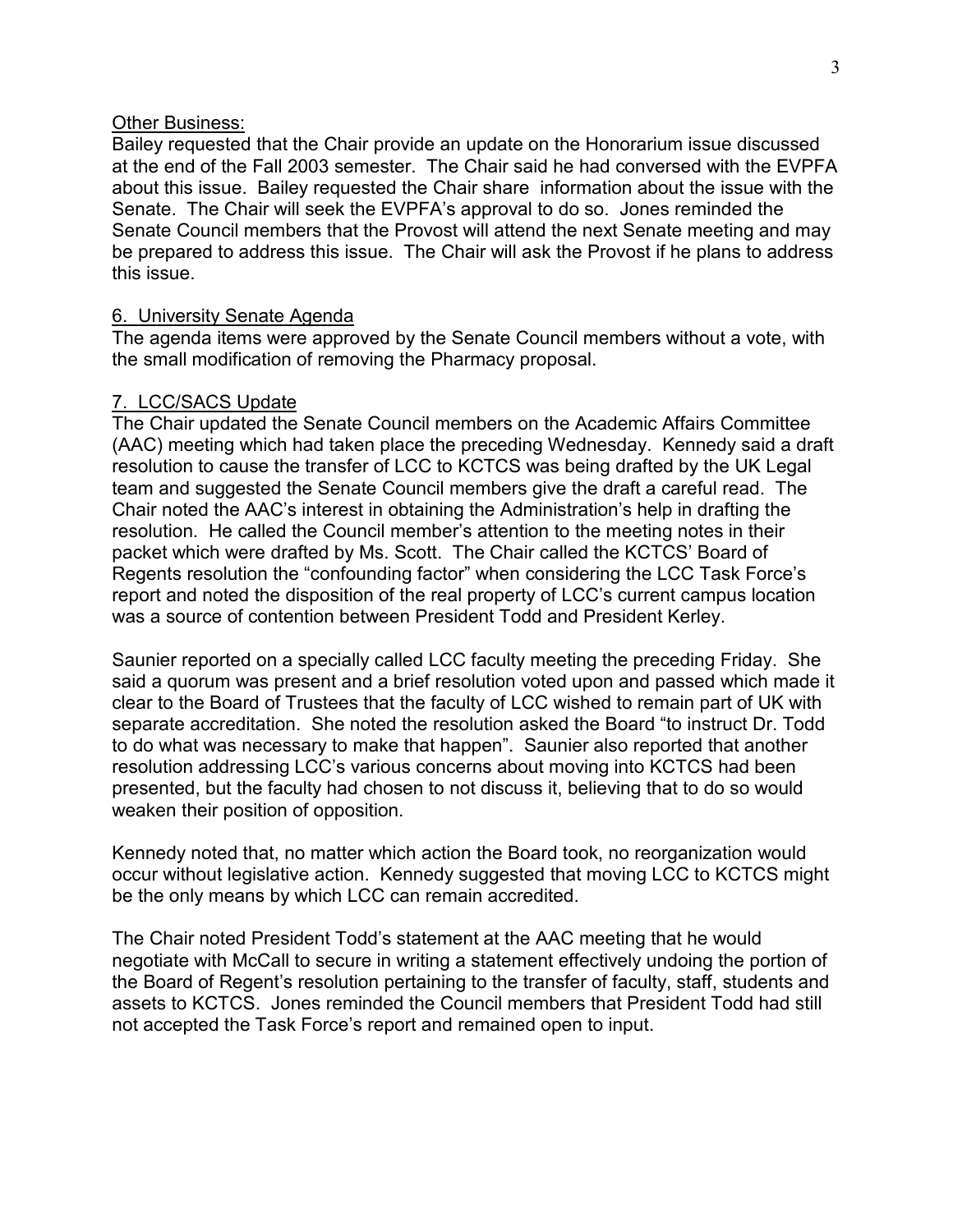Other Business:

Bailey requested that the Chair provide an update on the Honorarium issue discussed at the end of the Fall 2003 semester. The Chair said he had conversed with the EVPFA about this issue. Bailey requested the Chair share information about the issue with the Senate. The Chair will seek the EVPFA's approval to do so. Jones reminded the Senate Council members that the Provost will attend the next Senate meeting and may be prepared to address this issue. The Chair will ask the Provost if he plans to address this issue.

6. University Senate Agenda

The agenda items were approved by the Senate Council members without a vote, with the small modification of removing the Pharmacy proposal.

7. LCC/SACS Update

The Chair updated the Senate Council members on the Academic Affairs Committee (AAC) meeting which had taken place the preceding Wednesday. Kennedy said a draft resolution to cause the transfer of LCC to KCTCS was being drafted by the UK Legal team and suggested the Senate Council members give the draft a careful read. The Chair noted the AAC's interest in obtaining the Administration's help in drafting the resolution. He called the Council member's attention to the meeting notes in their packet which were drafted by Ms. Scott. The Chair called the KCTCS' Board of Regents resolution the "confounding factor" when considering the LCC Task Force's report and noted the disposition of the real property of LCC's current campus location was a source of contention between President Todd and President Kerley.

Saunier reported on a specially called LCC faculty meeting the preceding Friday. She said a quorum was present and a brief resolution voted upon and passed which made it clear to the Board of Trustees that the faculty of LCC wished to remain part of UK with separate accreditation. She noted the resolution asked the Board "to instruct Dr. Todd to do what was necessary to make that happen". Saunier also reported that another resolution addressing LCC's various concerns about moving into KCTCS had been presented, but the faculty had chosen to not discuss it, believing that to do so would weaken their position of opposition.

Kennedy noted that, no matter which action the Board took, no reorganization would occur without legislative action. Kennedy suggested that moving LCC to KCTCS might be the only means by which LCC can remain accredited.

The Chair noted President Todd's statement at the AAC meeting that he would negotiate with McCall to secure in writing a statement effectively undoing the portion of the Board of Regent's resolution pertaining to the transfer of faculty, staff, students and assets to KCTCS. Jones reminded the Council members that President Todd had still not accepted the Task Force's report and remained open to input.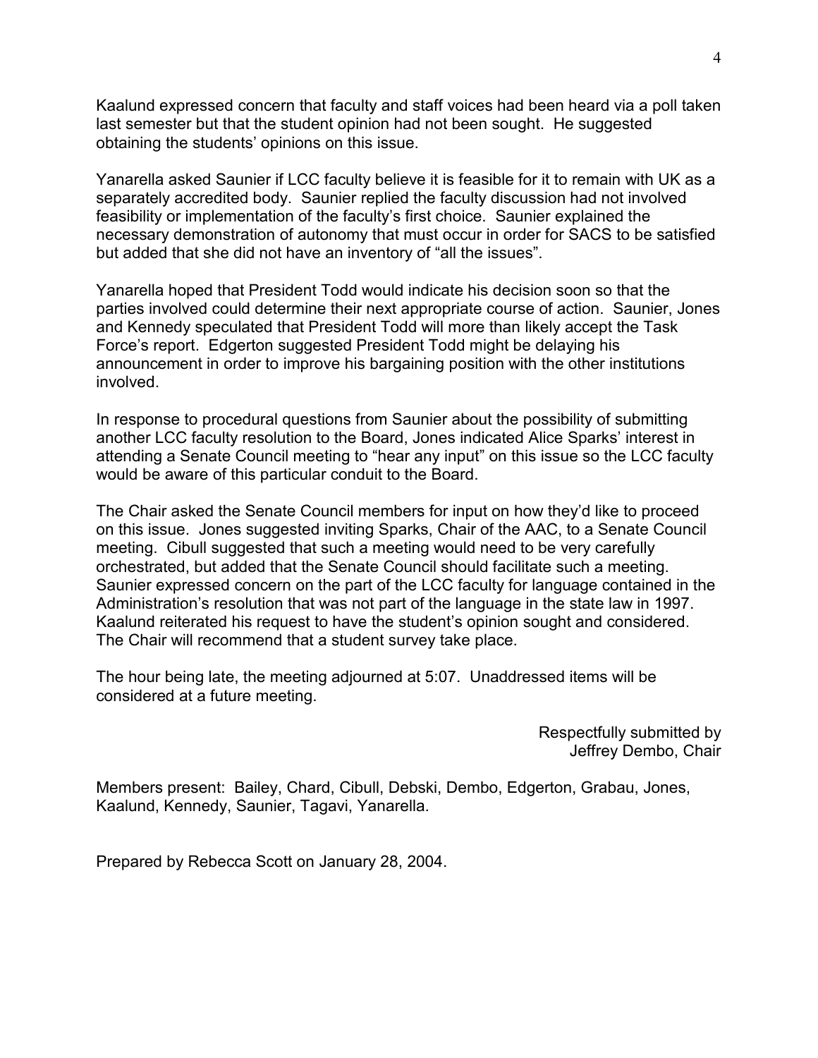Kaalund expressed concern that faculty and staff voices had been heard via a poll taken last semester but that the student opinion had not been sought. He suggested obtaining the students' opinions on this issue.

Yanarella asked Saunier if LCC faculty believe it is feasible for it to remain with UK as a separately accredited body. Saunier replied the faculty discussion had not involved feasibility or implementation of the faculty's first choice. Saunier explained the necessary demonstration of autonomy that must occur in order for SACS to be satisfied but added that she did not have an inventory of "all the issues".

Yanarella hoped that President Todd would indicate his decision soon so that the parties involved could determine their next appropriate course of action. Saunier, Jones and Kennedy speculated that President Todd will more than likely accept the Task Force's report. Edgerton suggested President Todd might be delaying his announcement in order to improve his bargaining position with the other institutions involved.

In response to procedural questions from Saunier about the possibility of submitting another LCC faculty resolution to the Board, Jones indicated Alice Sparks' interest in attending a Senate Council meeting to "hear any input" on this issue so the LCC faculty would be aware of this particular conduit to the Board.

The Chair asked the Senate Council members for input on how they'd like to proceed on this issue. Jones suggested inviting Sparks, Chair of the AAC, to a Senate Council meeting. Cibull suggested that such a meeting would need to be very carefully orchestrated, but added that the Senate Council should facilitate such a meeting. Saunier expressed concern on the part of the LCC faculty for language contained in the Administration's resolution that was not part of the language in the state law in 1997. Kaalund reiterated his request to have the student's opinion sought and considered. The Chair will recommend that a student survey take place.

The hour being late, the meeting adjourned at 5:07. Unaddressed items will be considered at a future meeting.

Respectfully submitted by
Jeffrey Dembo, Chair

Members present: Bailey, Chard, Cibull, Debski, Dembo, Edgerton, Grabau, Jones, Kaalund, Kennedy, Saunier, Tagavi, Yanarella.

Prepared by Rebecca Scott on January 28, 2004.